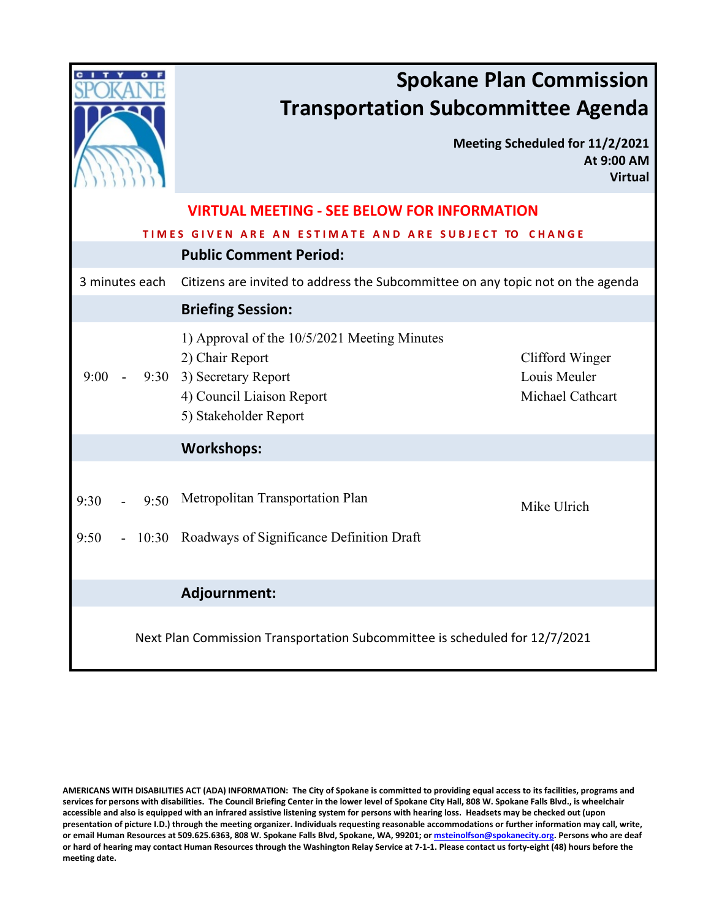# Spokane Plan Commission
# Transportation Subcommittee Agenda

**Meeting Scheduled for 11/2/2021**
**At 9:00 AM**
**Virtual**

**VIRTUAL MEETING - SEE BELOW FOR INFORMATION**

**TIMES GIVEN ARE AN ESTIMATE AND ARE SUBJECT TO CHANGE**

## Public Comment Period:

| | | |
|---|---|---|
| 3 minutes each | Citizens are invited to address the Subcommittee on any topic not on the agenda | |

## Briefing Session:

| | | |
|---|---|---|
| 9:00 - 9:30 | 1) Approval of the 10/5/2021 Meeting Minutes<br>2) Chair Report<br>3) Secretary Report<br>4) Council Liaison Report<br>5) Stakeholder Report | Clifford Winger<br>Louis Meuler<br>Michael Cathcart |

## Workshops:

| | | |
|---|---|---|
| 9:30 - 9:50 | Metropolitan Transportation Plan | Mike Ulrich |
| 9:50 - 10:30 | Roadways of Significance Definition Draft | |

## Adjournment:

Next Plan Commission Transportation Subcommittee is scheduled for 12/7/2021

**AMERICANS WITH DISABILITIES ACT (ADA) INFORMATION: The City of Spokane is committed to providing equal access to its facilities, programs and services for persons with disabilities. The Council Briefing Center in the lower level of Spokane City Hall, 808 W. Spokane Falls Blvd., is wheelchair accessible and also is equipped with an infrared assistive listening system for persons with hearing loss. Headsets may be checked out (upon presentation of picture I.D.) through the meeting organizer. Individuals requesting reasonable accommodations or further information may call, write, or email Human Resources at 509.625.6363, 808 W. Spokane Falls Blvd, Spokane, WA, 99201; or msteinolfson@spokanecity.org. Persons who are deaf or hard of hearing may contact Human Resources through the Washington Relay Service at 7-1-1. Please contact us forty-eight (48) hours before the meeting date.**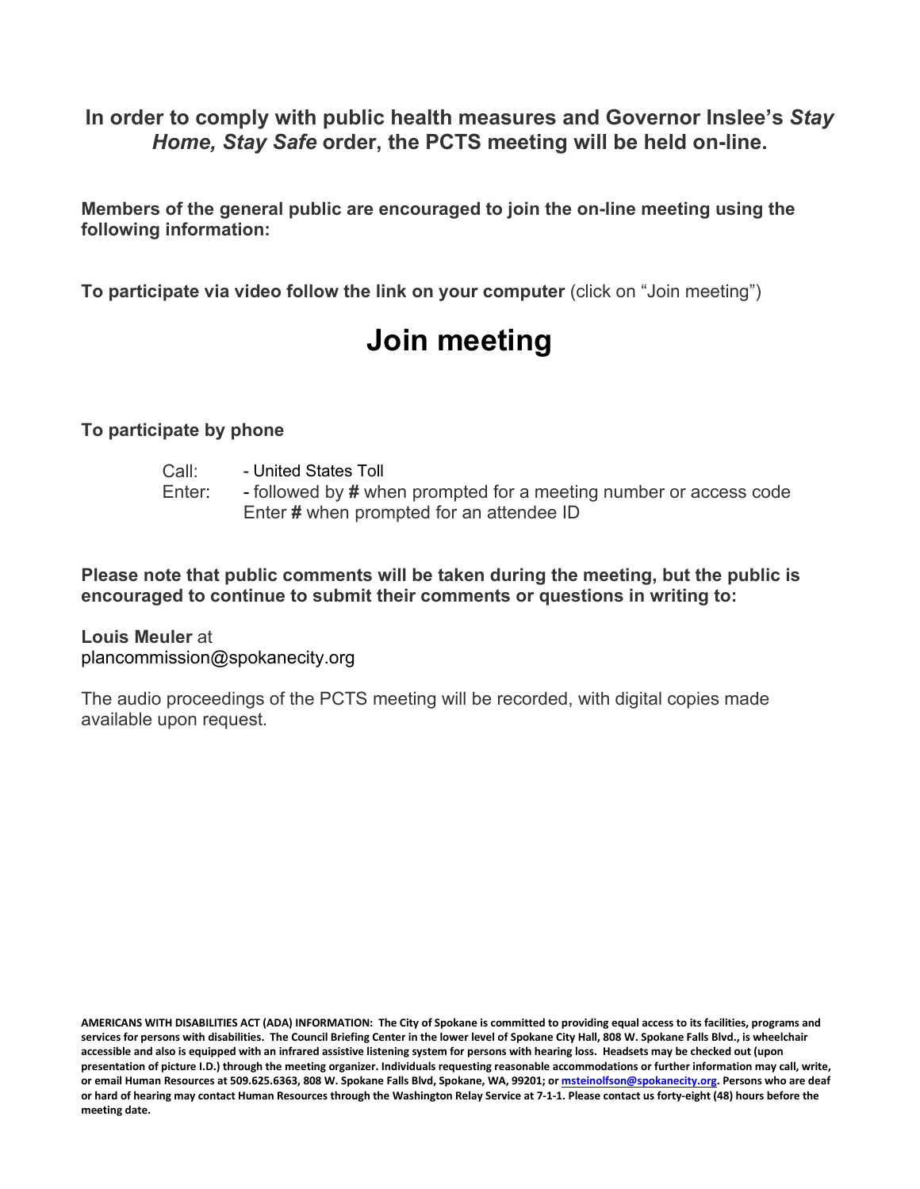**In order to comply with public health measures and Governor Inslee's *Stay Home, Stay Safe* order, the PCTS meeting will be held on-line.**

**Members of the general public are encouraged to join the on-line meeting using the following information:**

**To participate via video follow the link on your computer** (click on "Join meeting")

# Join meeting

**To participate by phone**

Call: - United States Toll
Enter: - followed by **#** when prompted for a meeting number or access code
Enter **#** when prompted for an attendee ID

**Please note that public comments will be taken during the meeting, but the public is encouraged to continue to submit their comments or questions in writing to:**

**Louis Meuler** at
plancommission@spokanecity.org

The audio proceedings of the PCTS meeting will be recorded, with digital copies made available upon request.

**AMERICANS WITH DISABILITIES ACT (ADA) INFORMATION: The City of Spokane is committed to providing equal access to its facilities, programs and services for persons with disabilities. The Council Briefing Center in the lower level of Spokane City Hall, 808 W. Spokane Falls Blvd., is wheelchair accessible and also is equipped with an infrared assistive listening system for persons with hearing loss. Headsets may be checked out (upon presentation of picture I.D.) through the meeting organizer. Individuals requesting reasonable accommodations or further information may call, write, or email Human Resources at 509.625.6363, 808 W. Spokane Falls Blvd, Spokane, WA, 99201; or msteinolfson@spokanecity.org. Persons who are deaf or hard of hearing may contact Human Resources through the Washington Relay Service at 7-1-1. Please contact us forty-eight (48) hours before the meeting date.**